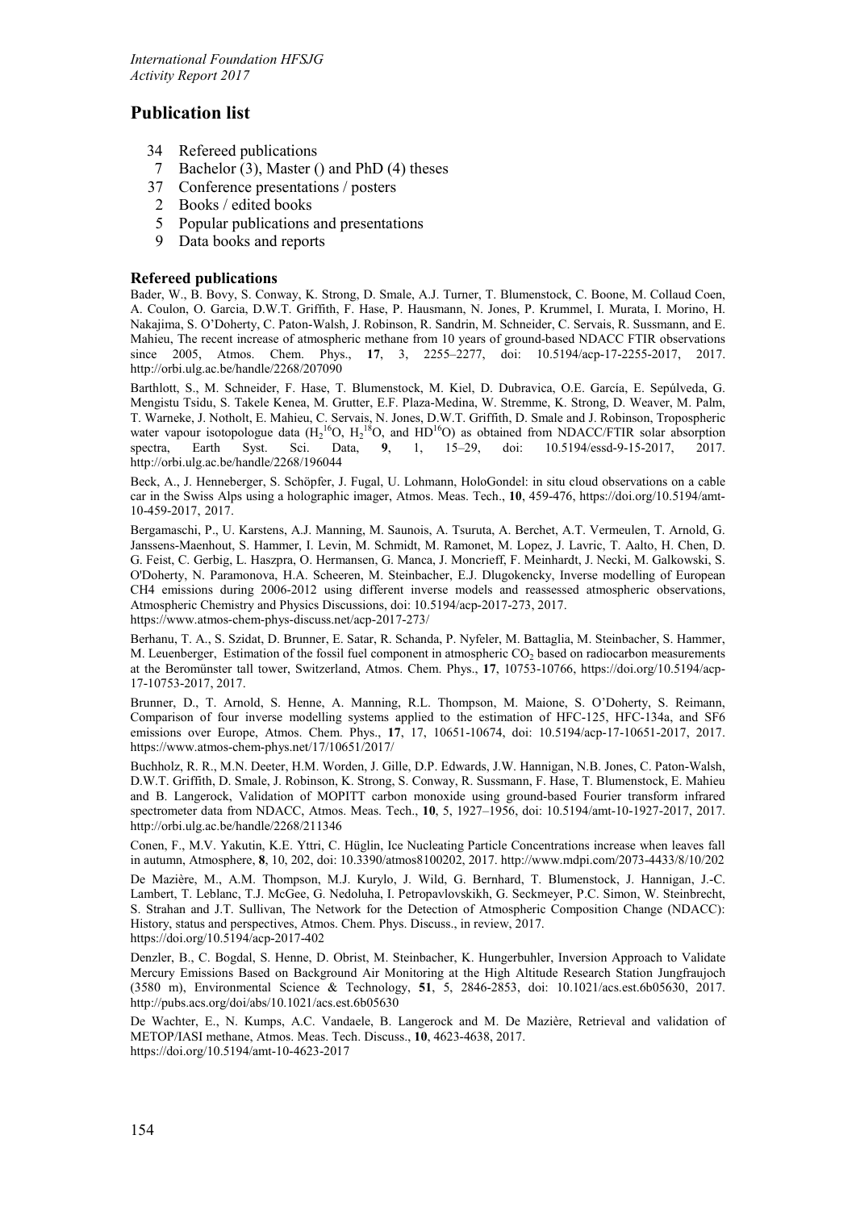# Publication list

- 34 Refereed publications
- 7 Bachelor (3), Master () and PhD (4) theses
- 37 Conference presentations / posters
- 2 Books / edited books
- 5 Popular publications and presentations
- 9 Data books and reports

### Refereed publications

Bader, W., B. Bovy, S. Conway, K. Strong, D. Smale, A.J. Turner, T. Blumenstock, C. Boone, M. Collaud Coen, A. Coulon, O. Garcia, D.W.T. Griffith, F. Hase, P. Hausmann, N. Jones, P. Krummel, I. Murata, I. Morino, H. Nakajima, S. O'Doherty, C. Paton-Walsh, J. Robinson, R. Sandrin, M. Schneider, C. Servais, R. Sussmann, and E. Mahieu, The recent increase of atmospheric methane from 10 years of ground-based NDACC FTIR observations since 2005, Atmos. Chem. Phys., **17**, 3, 2255–2277, doi: 10.5194/acp-17-2255-2017, 2017. http://orbi.ulg.ac.be/handle/2268/207090

Barthlott, S., M. Schneider, F. Hase, T. Blumenstock, M. Kiel, D. Dubravica, O.E. García, E. Sepúlveda, G. Mengistu Tsidu, S. Takele Kenea, M. Grutter, E.F. Plaza-Medina, W. Stremme, K. Strong, D. Weaver, M. Palm, T. Warneke, J. Notholt, E. Mahieu, C. Servais, N. Jones, D.W.T. Griffith, D. Smale and J. Robinson, Tropospheric water vapour isotopologue data ($H_2^{16}O$, $H_2^{18}O$, and $HD^{16}O$) as obtained from NDACC/FTIR solar absorption spectra, Earth Syst. Sci. Data, **9**, 1, 15–29, doi: 10.5194/essd-9-15-2017, 2017. http://orbi.ulg.ac.be/handle/2268/196044

Beck, A., J. Henneberger, S. Schöpfer, J. Fugal, U. Lohmann, HoloGondel: in situ cloud observations on a cable car in the Swiss Alps using a holographic imager, Atmos. Meas. Tech., **10**, 459-476, https://doi.org/10.5194/amt-10-459-2017, 2017.

Bergamaschi, P., U. Karstens, A.J. Manning, M. Saunois, A. Tsuruta, A. Berchet, A.T. Vermeulen, T. Arnold, G. Janssens-Maenhout, S. Hammer, I. Levin, M. Schmidt, M. Ramonet, M. Lopez, J. Lavric, T. Aalto, H. Chen, D. G. Feist, C. Gerbig, L. Haszpra, O. Hermansen, G. Manca, J. Moncrieff, F. Meinhardt, J. Necki, M. Galkowski, S. O'Doherty, N. Paramonova, H.A. Scheeren, M. Steinbacher, E.J. Dlugokencky, Inverse modelling of European CH4 emissions during 2006-2012 using different inverse models and reassessed atmospheric observations, Atmospheric Chemistry and Physics Discussions, doi: 10.5194/acp-2017-273, 2017. https://www.atmos-chem-phys-discuss.net/acp-2017-273/

Berhanu, T. A., S. Szidat, D. Brunner, E. Satar, R. Schanda, P. Nyfeler, M. Battaglia, M. Steinbacher, S. Hammer, M. Leuenberger, Estimation of the fossil fuel component in atmospheric $CO_2$ based on radiocarbon measurements at the Beromünster tall tower, Switzerland, Atmos. Chem. Phys., **17**, 10753-10766, https://doi.org/10.5194/acp-17-10753-2017, 2017.

Brunner, D., T. Arnold, S. Henne, A. Manning, R.L. Thompson, M. Maione, S. O'Doherty, S. Reimann, Comparison of four inverse modelling systems applied to the estimation of HFC-125, HFC-134a, and SF6 emissions over Europe, Atmos. Chem. Phys., **17**, 17, 10651-10674, doi: 10.5194/acp-17-10651-2017, 2017. https://www.atmos-chem-phys.net/17/10651/2017/

Buchholz, R. R., M.N. Deeter, H.M. Worden, J. Gille, D.P. Edwards, J.W. Hannigan, N.B. Jones, C. Paton-Walsh, D.W.T. Griffith, D. Smale, J. Robinson, K. Strong, S. Conway, R. Sussmann, F. Hase, T. Blumenstock, E. Mahieu and B. Langerock, Validation of MOPITT carbon monoxide using ground-based Fourier transform infrared spectrometer data from NDACC, Atmos. Meas. Tech., **10**, 5, 1927–1956, doi: 10.5194/amt-10-1927-2017, 2017. http://orbi.ulg.ac.be/handle/2268/211346

Conen, F., M.V. Yakutin, K.E. Yttri, C. Hüglin, Ice Nucleating Particle Concentrations increase when leaves fall in autumn, Atmosphere, **8**, 10, 202, doi: 10.3390/atmos8100202, 2017. http://www.mdpi.com/2073-4433/8/10/202

De Mazière, M., A.M. Thompson, M.J. Kurylo, J. Wild, G. Bernhard, T. Blumenstock, J. Hannigan, J.-C. Lambert, T. Leblanc, T.J. McGee, G. Nedoluha, I. Petropavlovskikh, G. Seckmeyer, P.C. Simon, W. Steinbrecht, S. Strahan and J.T. Sullivan, The Network for the Detection of Atmospheric Composition Change (NDACC): History, status and perspectives, Atmos. Chem. Phys. Discuss., in review, 2017. https://doi.org/10.5194/acp-2017-402

Denzler, B., C. Bogdal, S. Henne, D. Obrist, M. Steinbacher, K. Hungerbuhler, Inversion Approach to Validate Mercury Emissions Based on Background Air Monitoring at the High Altitude Research Station Jungfraujoch (3580 m), Environmental Science & Technology, **51**, 5, 2846-2853, doi: 10.1021/acs.est.6b05630, 2017. http://pubs.acs.org/doi/abs/10.1021/acs.est.6b05630

De Wachter, E., N. Kumps, A.C. Vandaele, B. Langerock and M. De Mazière, Retrieval and validation of METOP/IASI methane, Atmos. Meas. Tech. Discuss., **10**, 4623-4638, 2017. https://doi.org/10.5194/amt-10-4623-2017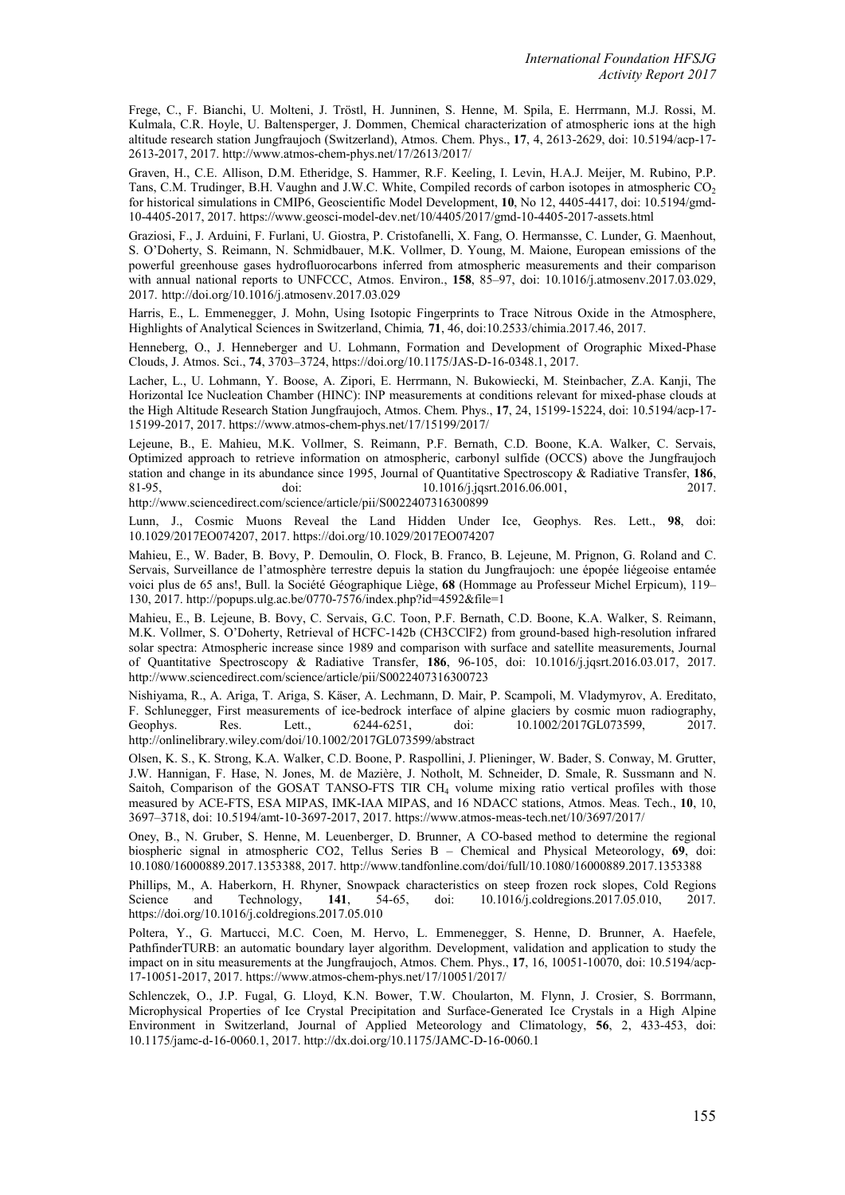Frege, C., F. Bianchi, U. Molteni, J. Tröstl, H. Junninen, S. Henne, M. Spila, E. Herrmann, M.J. Rossi, M. Kulmala, C.R. Hoyle, U. Baltensperger, J. Dommen, Chemical characterization of atmospheric ions at the high altitude research station Jungfraujoch (Switzerland), Atmos. Chem. Phys., **17**, 4, 2613-2629, doi: 10.5194/acp-17-2613-2017, 2017. http://www.atmos-chem-phys.net/17/2613/2017/

Graven, H., C.E. Allison, D.M. Etheridge, S. Hammer, R.F. Keeling, I. Levin, H.A.J. Meijer, M. Rubino, P.P. Tans, C.M. Trudinger, B.H. Vaughn and J.W.C. White, Compiled records of carbon isotopes in atmospheric $CO_2$ for historical simulations in CMIP6, Geoscientific Model Development, **10**, No 12, 4405-4417, doi: 10.5194/gmd-10-4405-2017, 2017. https://www.geosci-model-dev.net/10/4405/2017/gmd-10-4405-2017-assets.html

Graziosi, F., J. Arduini, F. Furlani, U. Giostra, P. Cristofanelli, X. Fang, O. Hermansse, C. Lunder, G. Maenhout, S. O'Doherty, S. Reimann, N. Schmidbauer, M.K. Vollmer, D. Young, M. Maione, European emissions of the powerful greenhouse gases hydrofluorocarbons inferred from atmospheric measurements and their comparison with annual national reports to UNFCCC, Atmos. Environ., **158**, 85–97, doi: 10.1016/j.atmosenv.2017.03.029, 2017. http://doi.org/10.1016/j.atmosenv.2017.03.029

Harris, E., L. Emmenegger, J. Mohn, Using Isotopic Fingerprints to Trace Nitrous Oxide in the Atmosphere, Highlights of Analytical Sciences in Switzerland, Chimia*,* **71**, 46, doi:10.2533/chimia.2017.46, 2017.

Henneberg, O., J. Henneberger and U. Lohmann, Formation and Development of Orographic Mixed-Phase Clouds, J. Atmos. Sci., **74**, 3703–3724, https://doi.org/10.1175/JAS-D-16-0348.1, 2017.

Lacher, L., U. Lohmann, Y. Boose, A. Zipori, E. Herrmann, N. Bukowiecki, M. Steinbacher, Z.A. Kanji, The Horizontal Ice Nucleation Chamber (HINC): INP measurements at conditions relevant for mixed-phase clouds at the High Altitude Research Station Jungfraujoch, Atmos. Chem. Phys., **17**, 24, 15199-15224, doi: 10.5194/acp-17-15199-2017, 2017. https://www.atmos-chem-phys.net/17/15199/2017/

Lejeune, B., E. Mahieu, M.K. Vollmer, S. Reimann, P.F. Bernath, C.D. Boone, K.A. Walker, C. Servais, Optimized approach to retrieve information on atmospheric, carbonyl sulfide (OCCS) above the Jungfraujoch station and change in its abundance since 1995, Journal of Quantitative Spectroscopy & Radiative Transfer, **186**, 81-95, doi: 10.1016/j.jqsrt.2016.06.001, 2017. http://www.sciencedirect.com/science/article/pii/S0022407316300899

Lunn, J., Cosmic Muons Reveal the Land Hidden Under Ice, Geophys. Res. Lett., **98**, doi: 10.1029/2017EO074207, 2017. https://doi.org/10.1029/2017EO074207

Mahieu, E., W. Bader, B. Bovy, P. Demoulin, O. Flock, B. Franco, B. Lejeune, M. Prignon, G. Roland and C. Servais, Surveillance de l'atmosphère terrestre depuis la station du Jungfraujoch: une épopée liégeoise entamée voici plus de 65 ans!, Bull. la Société Géographique Liège, **68** (Hommage au Professeur Michel Erpicum), 119–130, 2017. http://popups.ulg.ac.be/0770-7576/index.php?id=4592&file=1

Mahieu, E., B. Lejeune, B. Bovy, C. Servais, G.C. Toon, P.F. Bernath, C.D. Boone, K.A. Walker, S. Reimann, M.K. Vollmer, S. O'Doherty, Retrieval of HCFC-142b (CH3CClF2) from ground-based high-resolution infrared solar spectra: Atmospheric increase since 1989 and comparison with surface and satellite measurements, Journal of Quantitative Spectroscopy & Radiative Transfer, **186**, 96-105, doi: 10.1016/j.jqsrt.2016.03.017, 2017. http://www.sciencedirect.com/science/article/pii/S0022407316300723

Nishiyama, R., A. Ariga, T. Ariga, S. Käser, A. Lechmann, D. Mair, P. Scampoli, M. Vladymyrov, A. Ereditato, F. Schlunegger, First measurements of ice-bedrock interface of alpine glaciers by cosmic muon radiography, Geophys. Res. Lett., 6244-6251, doi: 10.1002/2017GL073599, 2017. http://onlinelibrary.wiley.com/doi/10.1002/2017GL073599/abstract

Olsen, K. S., K. Strong, K.A. Walker, C.D. Boone, P. Raspollini, J. Plieninger, W. Bader, S. Conway, M. Grutter, J.W. Hannigan, F. Hase, N. Jones, M. de Mazière, J. Notholt, M. Schneider, D. Smale, R. Sussmann and N. Saitoh, Comparison of the GOSAT TANSO-FTS TIR $CH_4$ volume mixing ratio vertical profiles with those measured by ACE-FTS, ESA MIPAS, IMK-IAA MIPAS, and 16 NDACC stations, Atmos. Meas. Tech., **10**, 10, 3697–3718, doi: 10.5194/amt-10-3697-2017, 2017. https://www.atmos-meas-tech.net/10/3697/2017/

Oney, B., N. Gruber, S. Henne, M. Leuenberger, D. Brunner, A CO-based method to determine the regional biospheric signal in atmospheric CO2, Tellus Series B – Chemical and Physical Meteorology, **69**, doi: 10.1080/16000889.2017.1353388, 2017. http://www.tandfonline.com/doi/full/10.1080/16000889.2017.1353388

Phillips, M., A. Haberkorn, H. Rhyner, Snowpack characteristics on steep frozen rock slopes, Cold Regions Science and Technology, **141**, 54-65, doi: 10.1016/j.coldregions.2017.05.010, 2017. https://doi.org/10.1016/j.coldregions.2017.05.010

Poltera, Y., G. Martucci, M.C. Coen, M. Hervo, L. Emmenegger, S. Henne, D. Brunner, A. Haefele, PathfinderTURB: an automatic boundary layer algorithm. Development, validation and application to study the impact on in situ measurements at the Jungfraujoch, Atmos. Chem. Phys., **17**, 16, 10051-10070, doi: 10.5194/acp-17-10051-2017, 2017. https://www.atmos-chem-phys.net/17/10051/2017/

Schlenczek, O., J.P. Fugal, G. Lloyd, K.N. Bower, T.W. Choularton, M. Flynn, J. Crosier, S. Borrmann, Microphysical Properties of Ice Crystal Precipitation and Surface-Generated Ice Crystals in a High Alpine Environment in Switzerland, Journal of Applied Meteorology and Climatology, **56**, 2, 433-453, doi: 10.1175/jamc-d-16-0060.1, 2017. http://dx.doi.org/10.1175/JAMC-D-16-0060.1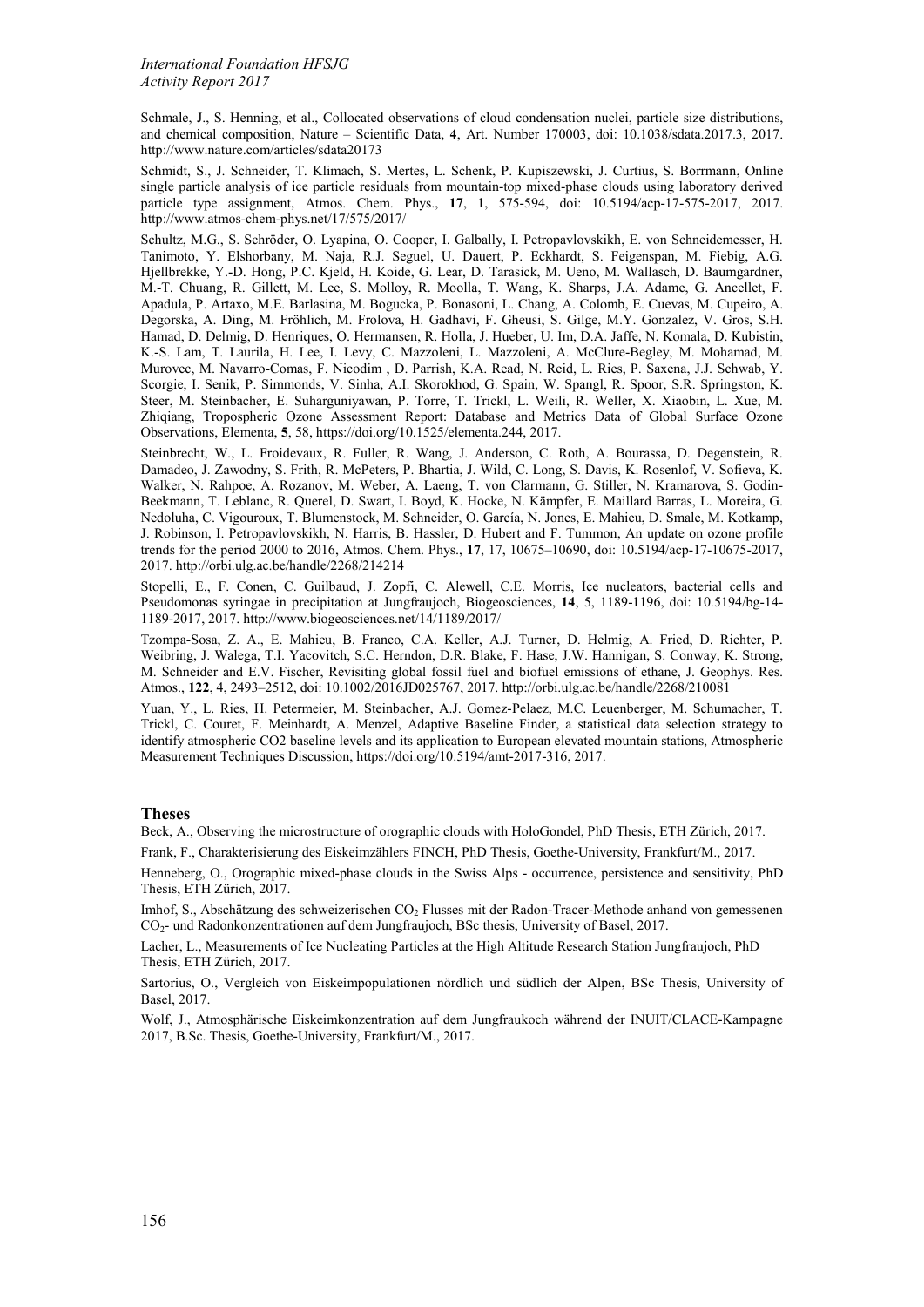Schmale, J., S. Henning, et al., Collocated observations of cloud condensation nuclei, particle size distributions, and chemical composition, Nature – Scientific Data, **4**, Art. Number 170003, doi: 10.1038/sdata.2017.3, 2017. http://www.nature.com/articles/sdata20173

Schmidt, S., J. Schneider, T. Klimach, S. Mertes, L. Schenk, P. Kupiszewski, J. Curtius, S. Borrmann, Online single particle analysis of ice particle residuals from mountain-top mixed-phase clouds using laboratory derived particle type assignment, Atmos. Chem. Phys., **17**, 1, 575-594, doi: 10.5194/acp-17-575-2017, 2017. http://www.atmos-chem-phys.net/17/575/2017/

Schultz, M.G., S. Schröder, O. Lyapina, O. Cooper, I. Galbally, I. Petropavlovskikh, E. von Schneidemesser, H. Tanimoto, Y. Elshorbany, M. Naja, R.J. Seguel, U. Dauert, P. Eckhardt, S. Feigenspan, M. Fiebig, A.G. Hjellbrekke, Y.-D. Hong, P.C. Kjeld, H. Koide, G. Lear, D. Tarasick, M. Ueno, M. Wallasch, D. Baumgardner, M.-T. Chuang, R. Gillett, M. Lee, S. Molloy, R. Moolla, T. Wang, K. Sharps, J.A. Adame, G. Ancellet, F. Apadula, P. Artaxo, M.E. Barlasina, M. Bogucka, P. Bonasoni, L. Chang, A. Colomb, E. Cuevas, M. Cupeiro, A. Degorska, A. Ding, M. Fröhlich, M. Frolova, H. Gadhavi, F. Gheusi, S. Gilge, M.Y. Gonzalez, V. Gros, S.H. Hamad, D. Delmig, D. Henriques, O. Hermansen, R. Holla, J. Hueber, U. Im, D.A. Jaffe, N. Komala, D. Kubistin, K.-S. Lam, T. Laurila, H. Lee, I. Levy, C. Mazzoleni, L. Mazzoleni, A. McClure-Begley, M. Mohamad, M. Murovec, M. Navarro-Comas, F. Nicodim , D. Parrish, K.A. Read, N. Reid, L. Ries, P. Saxena, J.J. Schwab, Y. Scorgie, I. Senik, P. Simmonds, V. Sinha, A.I. Skorokhod, G. Spain, W. Spangl, R. Spoor, S.R. Springston, K. Steer, M. Steinbacher, E. Suharguniyawan, P. Torre, T. Trickl, L. Weili, R. Weller, X. Xiaobin, L. Xue, M. Zhiqiang, Tropospheric Ozone Assessment Report: Database and Metrics Data of Global Surface Ozone Observations, Elementa, **5**, 58, https://doi.org/10.1525/elementa.244, 2017.

Steinbrecht, W., L. Froidevaux, R. Fuller, R. Wang, J. Anderson, C. Roth, A. Bourassa, D. Degenstein, R. Damadeo, J. Zawodny, S. Frith, R. McPeters, P. Bhartia, J. Wild, C. Long, S. Davis, K. Rosenlof, V. Sofieva, K. Walker, N. Rahpoe, A. Rozanov, M. Weber, A. Laeng, T. von Clarmann, G. Stiller, N. Kramarova, S. Godin-Beekmann, T. Leblanc, R. Querel, D. Swart, I. Boyd, K. Hocke, N. Kämpfer, E. Maillard Barras, L. Moreira, G. Nedoluha, C. Vigouroux, T. Blumenstock, M. Schneider, O. García, N. Jones, E. Mahieu, D. Smale, M. Kotkamp, J. Robinson, I. Petropavlovskikh, N. Harris, B. Hassler, D. Hubert and F. Tummon, An update on ozone profile trends for the period 2000 to 2016, Atmos. Chem. Phys., **17**, 17, 10675–10690, doi: 10.5194/acp-17-10675-2017, 2017. http://orbi.ulg.ac.be/handle/2268/214214

Stopelli, E., F. Conen, C. Guilbaud, J. Zopfi, C. Alewell, C.E. Morris, Ice nucleators, bacterial cells and Pseudomonas syringae in precipitation at Jungfraujoch, Biogeosciences, **14**, 5, 1189-1196, doi: 10.5194/bg-14-1189-2017, 2017. http://www.biogeosciences.net/14/1189/2017/

Tzompa-Sosa, Z. A., E. Mahieu, B. Franco, C.A. Keller, A.J. Turner, D. Helmig, A. Fried, D. Richter, P. Weibring, J. Walega, T.I. Yacovitch, S.C. Herndon, D.R. Blake, F. Hase, J.W. Hannigan, S. Conway, K. Strong, M. Schneider and E.V. Fischer, Revisiting global fossil fuel and biofuel emissions of ethane, J. Geophys. Res. Atmos., **122**, 4, 2493–2512, doi: 10.1002/2016JD025767, 2017. http://orbi.ulg.ac.be/handle/2268/210081

Yuan, Y., L. Ries, H. Petermeier, M. Steinbacher, A.J. Gomez-Pelaez, M.C. Leuenberger, M. Schumacher, T. Trickl, C. Couret, F. Meinhardt, A. Menzel, Adaptive Baseline Finder, a statistical data selection strategy to identify atmospheric CO2 baseline levels and its application to European elevated mountain stations, Atmospheric Measurement Techniques Discussion, https://doi.org/10.5194/amt-2017-316, 2017.

## Theses

Beck, A., Observing the microstructure of orographic clouds with HoloGondel, PhD Thesis, ETH Zürich, 2017.

Frank, F., Charakterisierung des Eiskeimzählers FINCH, PhD Thesis, Goethe-University, Frankfurt/M., 2017.

Henneberg, O., Orographic mixed-phase clouds in the Swiss Alps - occurrence, persistence and sensitivity, PhD Thesis, ETH Zürich, 2017.

Imhof, S., Abschätzung des schweizerischen $CO_2$ Flusses mit der Radon-Tracer-Methode anhand von gemessenen $CO_2$- und Radonkonzentrationen auf dem Jungfraujoch, BSc thesis, University of Basel, 2017.

Lacher, L., Measurements of Ice Nucleating Particles at the High Altitude Research Station Jungfraujoch, PhD Thesis, ETH Zürich, 2017.

Sartorius, O., Vergleich von Eiskeimpopulationen nördlich und südlich der Alpen, BSc Thesis, University of Basel, 2017.

Wolf, J., Atmosphärische Eiskeimkonzentration auf dem Jungfraukoch während der INUIT/CLACE-Kampagne 2017, B.Sc. Thesis, Goethe-University, Frankfurt/M., 2017.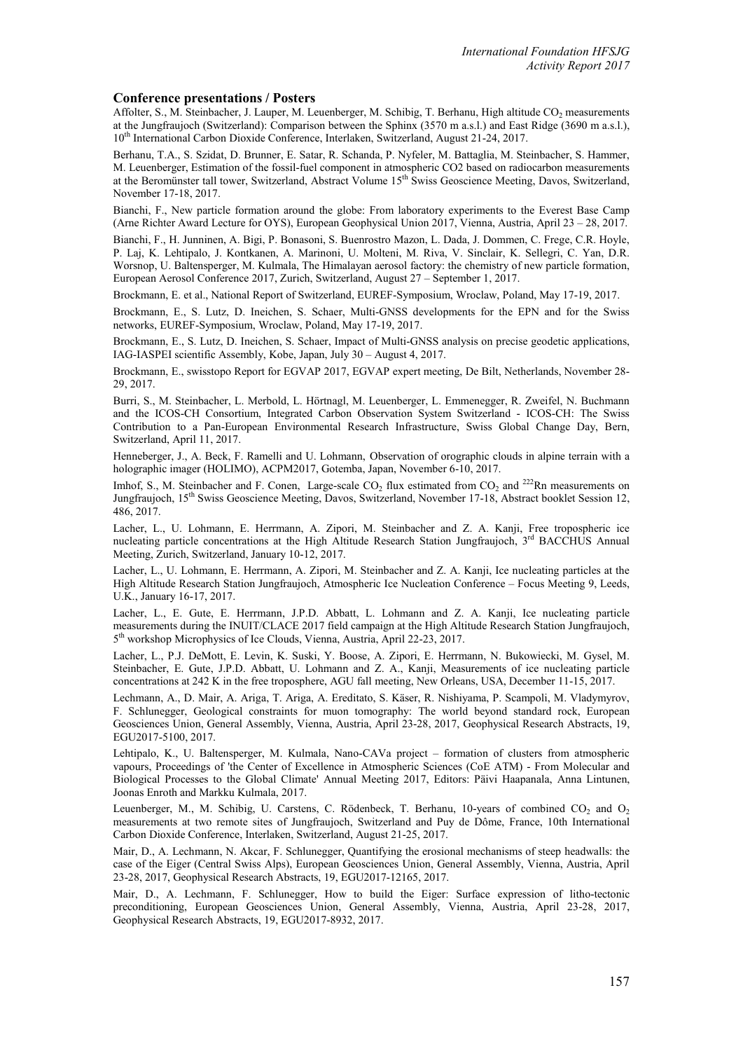## Conference presentations / Posters

Affolter, S., M. Steinbacher, J. Lauper, M. Leuenberger, M. Schibig, T. Berhanu, High altitude $CO_2$ measurements at the Jungfraujoch (Switzerland): Comparison between the Sphinx (3570 m a.s.l.) and East Ridge (3690 m a.s.l.), 10th International Carbon Dioxide Conference, Interlaken, Switzerland, August 21-24, 2017.

Berhanu, T.A., S. Szidat, D. Brunner, E. Satar, R. Schanda, P. Nyfeler, M. Battaglia, M. Steinbacher, S. Hammer, M. Leuenberger, Estimation of the fossil-fuel component in atmospheric CO2 based on radiocarbon measurements at the Beromünster tall tower, Switzerland, Abstract Volume 15th Swiss Geoscience Meeting, Davos, Switzerland, November 17-18, 2017.

Bianchi, F., New particle formation around the globe: From laboratory experiments to the Everest Base Camp (Arne Richter Award Lecture for OYS), European Geophysical Union 2017, Vienna, Austria, April 23 – 28, 2017.

Bianchi, F., H. Junninen, A. Bigi, P. Bonasoni, S. Buenrostro Mazon, L. Dada, J. Dommen, C. Frege, C.R. Hoyle, P. Laj, K. Lehtipalo, J. Kontkanen, A. Marinoni, U. Molteni, M. Riva, V. Sinclair, K. Sellegri, C. Yan, D.R. Worsnop, U. Baltensperger, M. Kulmala, The Himalayan aerosol factory: the chemistry of new particle formation, European Aerosol Conference 2017, Zurich, Switzerland, August 27 – September 1, 2017.

Brockmann, E. et al., National Report of Switzerland, EUREF-Symposium, Wroclaw, Poland, May 17-19, 2017.

Brockmann, E., S. Lutz, D. Ineichen, S. Schaer, Multi-GNSS developments for the EPN and for the Swiss networks, EUREF-Symposium, Wroclaw, Poland, May 17-19, 2017.

Brockmann, E., S. Lutz, D. Ineichen, S. Schaer, Impact of Multi-GNSS analysis on precise geodetic applications, IAG-IASPEI scientific Assembly, Kobe, Japan, July 30 – August 4, 2017.

Brockmann, E., swisstopo Report for EGVAP 2017, EGVAP expert meeting, De Bilt, Netherlands, November 28-29, 2017.

Burri, S., M. Steinbacher, L. Merbold, L. Hörtnagl, M. Leuenberger, L. Emmenegger, R. Zweifel, N. Buchmann and the ICOS-CH Consortium, Integrated Carbon Observation System Switzerland - ICOS-CH: The Swiss Contribution to a Pan-European Environmental Research Infrastructure, Swiss Global Change Day, Bern, Switzerland, April 11, 2017.

Henneberger, J., A. Beck, F. Ramelli and U. Lohmann, Observation of orographic clouds in alpine terrain with a holographic imager (HOLIMO), ACPM2017, Gotemba, Japan, November 6-10, 2017.

Imhof, S., M. Steinbacher and F. Conen, Large-scale $CO_2$ flux estimated from $CO_2$ and $^{222}Rn$ measurements on Jungfraujoch, 15th Swiss Geoscience Meeting, Davos, Switzerland, November 17-18, Abstract booklet Session 12, 486, 2017.

Lacher, L., U. Lohmann, E. Herrmann, A. Zipori, M. Steinbacher and Z. A. Kanji, Free tropospheric ice nucleating particle concentrations at the High Altitude Research Station Jungfraujoch, 3rd BACCHUS Annual Meeting, Zurich, Switzerland, January 10-12, 2017.

Lacher, L., U. Lohmann, E. Herrmann, A. Zipori, M. Steinbacher and Z. A. Kanji, Ice nucleating particles at the High Altitude Research Station Jungfraujoch, Atmospheric Ice Nucleation Conference – Focus Meeting 9, Leeds, U.K., January 16-17, 2017.

Lacher, L., E. Gute, E. Herrmann, J.P.D. Abbatt, L. Lohmann and Z. A. Kanji, Ice nucleating particle measurements during the INUIT/CLACE 2017 field campaign at the High Altitude Research Station Jungfraujoch, 5th workshop Microphysics of Ice Clouds, Vienna, Austria, April 22-23, 2017.

Lacher, L., P.J. DeMott, E. Levin, K. Suski, Y. Boose, A. Zipori, E. Herrmann, N. Bukowiecki, M. Gysel, M. Steinbacher, E. Gute, J.P.D. Abbatt, U. Lohmann and Z. A., Kanji, Measurements of ice nucleating particle concentrations at 242 K in the free troposphere, AGU fall meeting, New Orleans, USA, December 11-15, 2017.

Lechmann, A., D. Mair, A. Ariga, T. Ariga, A. Ereditato, S. Käser, R. Nishiyama, P. Scampoli, M. Vladymyrov, F. Schlunegger, Geological constraints for muon tomography: The world beyond standard rock, European Geosciences Union, General Assembly, Vienna, Austria, April 23-28, 2017, Geophysical Research Abstracts, 19, EGU2017-5100, 2017.

Lehtipalo, K., U. Baltensperger, M. Kulmala, Nano-CAVa project – formation of clusters from atmospheric vapours, Proceedings of 'the Center of Excellence in Atmospheric Sciences (CoE ATM) - From Molecular and Biological Processes to the Global Climate' Annual Meeting 2017, Editors: Päivi Haapanala, Anna Lintunen, Joonas Enroth and Markku Kulmala, 2017.

Leuenberger, M., M. Schibig, U. Carstens, C. Rödenbeck, T. Berhanu, 10-years of combined $CO_2$ and $O_2$ measurements at two remote sites of Jungfraujoch, Switzerland and Puy de Dôme, France, 10th International Carbon Dioxide Conference, Interlaken, Switzerland, August 21-25, 2017.

Mair, D., A. Lechmann, N. Akcar, F. Schlunegger, Quantifying the erosional mechanisms of steep headwalls: the case of the Eiger (Central Swiss Alps), European Geosciences Union, General Assembly, Vienna, Austria, April 23-28, 2017, Geophysical Research Abstracts, 19, EGU2017-12165, 2017.

Mair, D., A. Lechmann, F. Schlunegger, How to build the Eiger: Surface expression of litho-tectonic preconditioning, European Geosciences Union, General Assembly, Vienna, Austria, April 23-28, 2017, Geophysical Research Abstracts, 19, EGU2017-8932, 2017.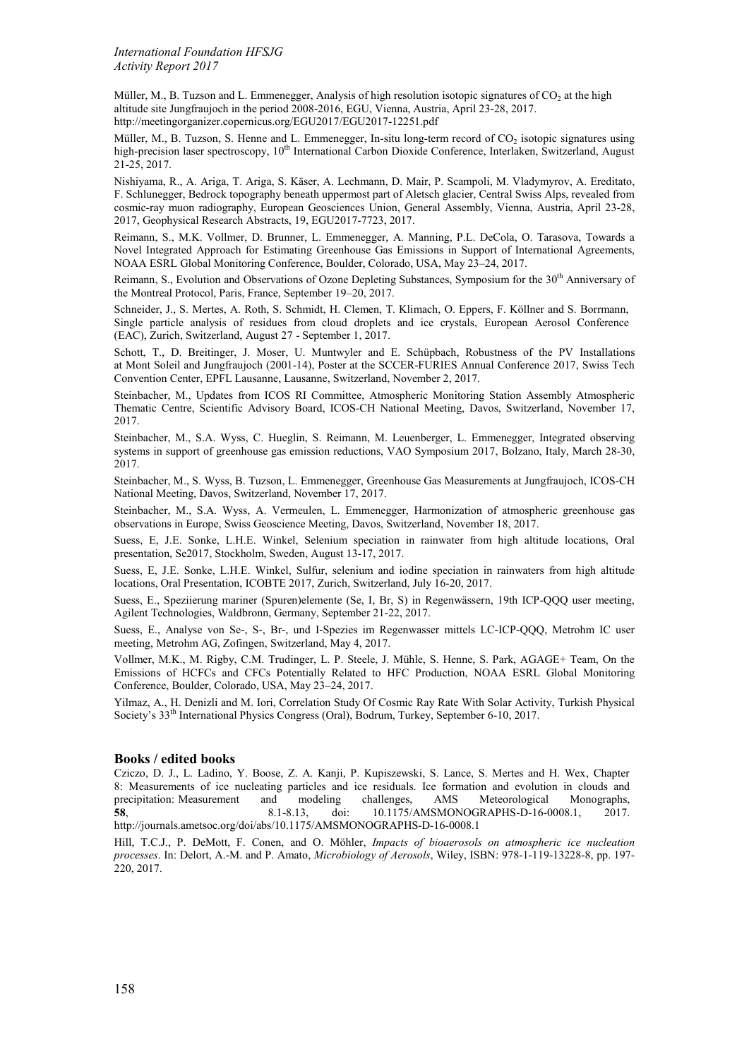Müller, M., B. Tuzson and L. Emmenegger, Analysis of high resolution isotopic signatures of $CO_2$ at the high altitude site Jungfraujoch in the period 2008-2016, EGU, Vienna, Austria, April 23-28, 2017. http://meetingorganizer.copernicus.org/EGU2017/EGU2017-12251.pdf

Müller, M., B. Tuzson, S. Henne and L. Emmenegger, In-situ long-term record of $CO_2$ isotopic signatures using high-precision laser spectroscopy, 10th International Carbon Dioxide Conference, Interlaken, Switzerland, August 21-25, 2017.

Nishiyama, R., A. Ariga, T. Ariga, S. Käser, A. Lechmann, D. Mair, P. Scampoli, M. Vladymyrov, A. Ereditato, F. Schlunegger, Bedrock topography beneath uppermost part of Aletsch glacier, Central Swiss Alps, revealed from cosmic-ray muon radiography, European Geosciences Union, General Assembly, Vienna, Austria, April 23-28, 2017, Geophysical Research Abstracts, 19, EGU2017-7723, 2017.

Reimann, S., M.K. Vollmer, D. Brunner, L. Emmenegger, A. Manning, P.L. DeCola, O. Tarasova, Towards a Novel Integrated Approach for Estimating Greenhouse Gas Emissions in Support of International Agreements, NOAA ESRL Global Monitoring Conference, Boulder, Colorado, USA, May 23–24, 2017.

Reimann, S., Evolution and Observations of Ozone Depleting Substances, Symposium for the 30th Anniversary of the Montreal Protocol, Paris, France, September 19–20, 2017.

Schneider, J., S. Mertes, A. Roth, S. Schmidt, H. Clemen, T. Klimach, O. Eppers, F. Köllner and S. Borrmann, Single particle analysis of residues from cloud droplets and ice crystals, European Aerosol Conference (EAC), Zurich, Switzerland, August 27 - September 1, 2017.

Schott, T., D. Breitinger, J. Moser, U. Muntwyler and E. Schüpbach, Robustness of the PV Installations at Mont Soleil and Jungfraujoch (2001-14), Poster at the SCCER-FURIES Annual Conference 2017, Swiss Tech Convention Center, EPFL Lausanne, Lausanne, Switzerland, November 2, 2017.

Steinbacher, M., Updates from ICOS RI Committee, Atmospheric Monitoring Station Assembly Atmospheric Thematic Centre, Scientific Advisory Board, ICOS-CH National Meeting, Davos, Switzerland, November 17, 2017.

Steinbacher, M., S.A. Wyss, C. Hueglin, S. Reimann, M. Leuenberger, L. Emmenegger, Integrated observing systems in support of greenhouse gas emission reductions, VAO Symposium 2017, Bolzano, Italy, March 28-30, 2017.

Steinbacher, M., S. Wyss, B. Tuzson, L. Emmenegger, Greenhouse Gas Measurements at Jungfraujoch, ICOS-CH National Meeting, Davos, Switzerland, November 17, 2017.

Steinbacher, M., S.A. Wyss, A. Vermeulen, L. Emmenegger, Harmonization of atmospheric greenhouse gas observations in Europe, Swiss Geoscience Meeting, Davos, Switzerland, November 18, 2017.

Suess, E, J.E. Sonke, L.H.E. Winkel, Selenium speciation in rainwater from high altitude locations, Oral presentation, Se2017, Stockholm, Sweden, August 13-17, 2017.

Suess, E, J.E. Sonke, L.H.E. Winkel, Sulfur, selenium and iodine speciation in rainwaters from high altitude locations, Oral Presentation, ICOBTE 2017, Zurich, Switzerland, July 16-20, 2017.

Suess, E., Speziierung mariner (Spuren)elemente (Se, I, Br, S) in Regenwässern, 19th ICP-QQQ user meeting, Agilent Technologies, Waldbronn, Germany, September 21-22, 2017.

Suess, E., Analyse von Se-, S-, Br-, und I-Spezies im Regenwasser mittels LC-ICP-QQQ, Metrohm IC user meeting, Metrohm AG, Zofingen, Switzerland, May 4, 2017.

Vollmer, M.K., M. Rigby, C.M. Trudinger, L. P. Steele, J. Mühle, S. Henne, S. Park, AGAGE+ Team, On the Emissions of HCFCs and CFCs Potentially Related to HFC Production, NOAA ESRL Global Monitoring Conference, Boulder, Colorado, USA, May 23–24, 2017.

Yilmaz, A., H. Denizli and M. Iori, Correlation Study Of Cosmic Ray Rate With Solar Activity, Turkish Physical Society's 33th International Physics Congress (Oral), Bodrum, Turkey, September 6-10, 2017.

## Books / edited books

Cziczo, D. J., L. Ladino, Y. Boose, Z. A. Kanji, P. Kupiszewski, S. Lance, S. Mertes and H. Wex, Chapter 8: Measurements of ice nucleating particles and ice residuals. Ice formation and evolution in clouds and precipitation: Measurement and modeling challenges, AMS Meteorological Monographs, **58**, 8.1-8.13, doi: 10.1175/AMSMONOGRAPHS-D-16-0008.1, 2017. http://journals.ametsoc.org/doi/abs/10.1175/AMSMONOGRAPHS-D-16-0008.1

Hill, T.C.J., P. DeMott, F. Conen, and O. Möhler, *Impacts of bioaerosols on atmospheric ice nucleation processes*. In: Delort, A.-M. and P. Amato, *Microbiology of Aerosols*, Wiley, ISBN: 978-1-119-13228-8, pp. 197-220, 2017.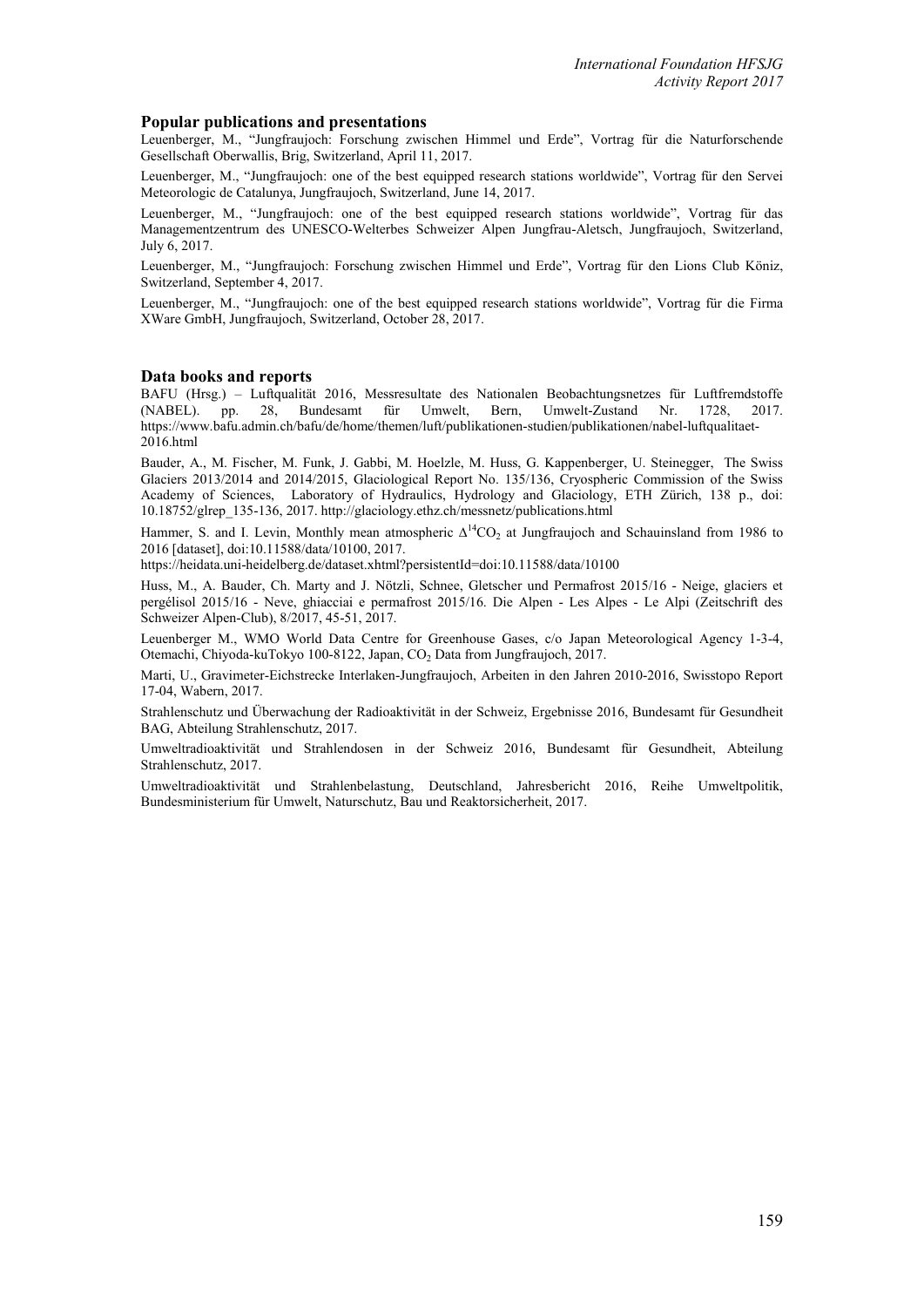### Popular publications and presentations

Leuenberger, M., "Jungfraujoch: Forschung zwischen Himmel und Erde", Vortrag für die Naturforschende Gesellschaft Oberwallis, Brig, Switzerland, April 11, 2017.

Leuenberger, M., "Jungfraujoch: one of the best equipped research stations worldwide", Vortrag für den Servei Meteorologic de Catalunya, Jungfraujoch, Switzerland, June 14, 2017.

Leuenberger, M., "Jungfraujoch: one of the best equipped research stations worldwide", Vortrag für das Managementzentrum des UNESCO-Welterbes Schweizer Alpen Jungfrau-Aletsch, Jungfraujoch, Switzerland, July 6, 2017.

Leuenberger, M., "Jungfraujoch: Forschung zwischen Himmel und Erde", Vortrag für den Lions Club Köniz, Switzerland, September 4, 2017.

Leuenberger, M., "Jungfraujoch: one of the best equipped research stations worldwide", Vortrag für die Firma XWare GmbH, Jungfraujoch, Switzerland, October 28, 2017.

### Data books and reports

BAFU (Hrsg.) – Luftqualität 2016, Messresultate des Nationalen Beobachtungsnetzes für Luftfremdstoffe (NABEL). pp. 28, Bundesamt für Umwelt, Bern, Umwelt-Zustand Nr. 1728, 2017. https://www.bafu.admin.ch/bafu/de/home/themen/luft/publikationen-studien/publikationen/nabel-luftqualitaet-2016.html

Bauder, A., M. Fischer, M. Funk, J. Gabbi, M. Hoelzle, M. Huss, G. Kappenberger, U. Steinegger, The Swiss Glaciers 2013/2014 and 2014/2015, Glaciological Report No. 135/136, Cryospheric Commission of the Swiss Academy of Sciences, Laboratory of Hydraulics, Hydrology and Glaciology, ETH Zürich, 138 p., doi: 10.18752/glrep_135-136, 2017. http://glaciology.ethz.ch/messnetz/publications.html

Hammer, S. and I. Levin, Monthly mean atmospheric $\Delta^{14}CO_2$ at Jungfraujoch and Schauinsland from 1986 to 2016 [dataset], doi:10.11588/data/10100, 2017. https://heidata.uni-heidelberg.de/dataset.xhtml?persistentId=doi:10.11588/data/10100

Huss, M., A. Bauder, Ch. Marty and J. Nötzli, Schnee, Gletscher und Permafrost 2015/16 - Neige, glaciers et pergélisol 2015/16 - Neve, ghiacciai e permafrost 2015/16. Die Alpen - Les Alpes - Le Alpi (Zeitschrift des Schweizer Alpen-Club), 8/2017, 45-51, 2017.

Leuenberger M., WMO World Data Centre for Greenhouse Gases, c/o Japan Meteorological Agency 1-3-4, Otemachi, Chiyoda-kuTokyo 100-8122, Japan, $CO_2$ Data from Jungfraujoch, 2017.

Marti, U., Gravimeter-Eichstrecke Interlaken-Jungfraujoch, Arbeiten in den Jahren 2010-2016, Swisstopo Report 17-04, Wabern, 2017.

Strahlenschutz und Überwachung der Radioaktivität in der Schweiz, Ergebnisse 2016, Bundesamt für Gesundheit BAG, Abteilung Strahlenschutz, 2017.

Umweltradioaktivität und Strahlendosen in der Schweiz 2016, Bundesamt für Gesundheit, Abteilung Strahlenschutz, 2017.

Umweltradioaktivität und Strahlenbelastung, Deutschland, Jahresbericht 2016, Reihe Umweltpolitik, Bundesministerium für Umwelt, Naturschutz, Bau und Reaktorsicherheit, 2017.